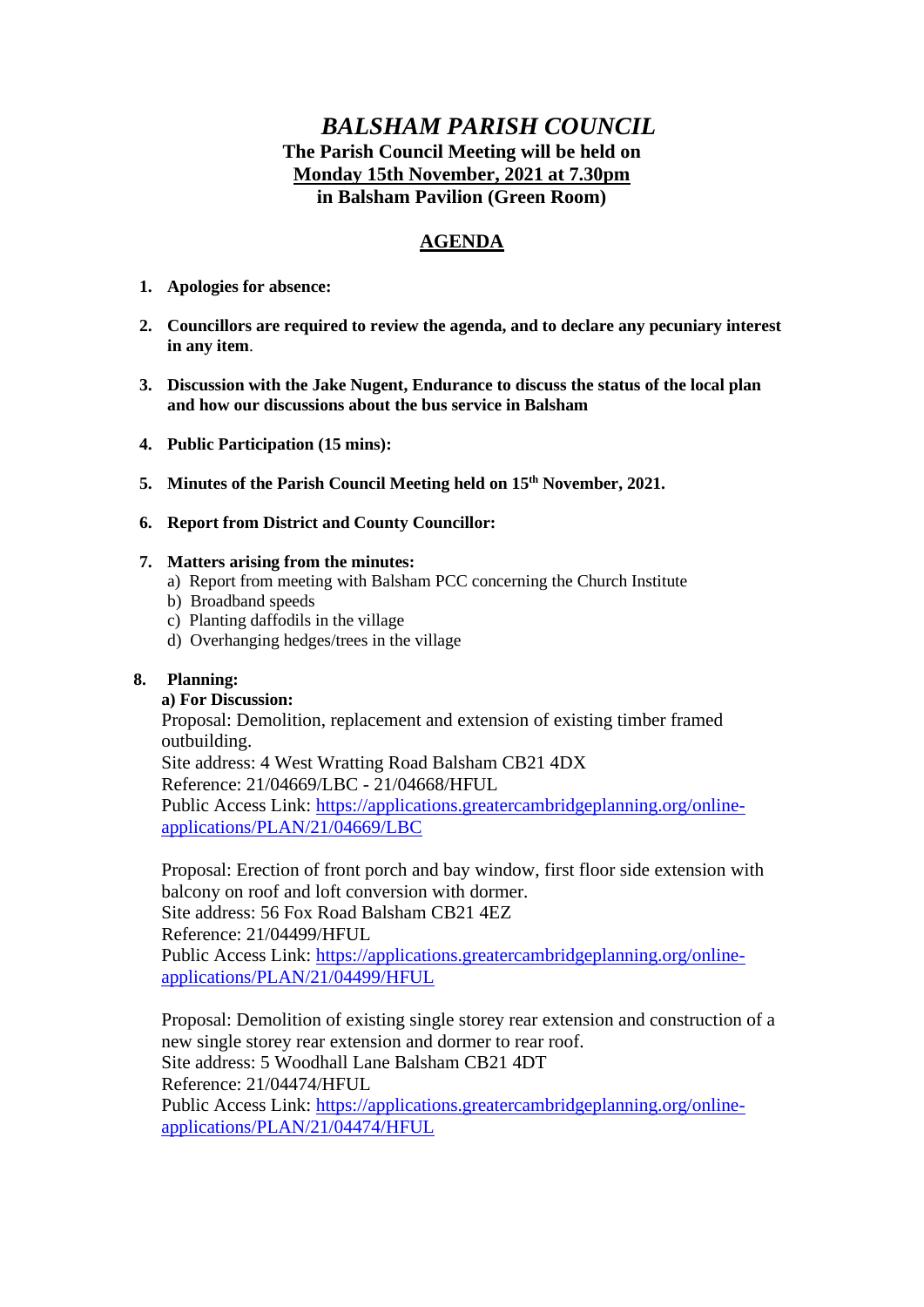# *BALSHAM PARISH COUNCIL*

**The Parish Council Meeting will be held on**
**<u>Monday 15th November, 2021 at 7.30pm</u>**
**in Balsham Pavilion (Green Room)**

## <u>AGENDA</u>

1. **Apologies for absence:**

2. **Councillors are required to review the agenda, and to declare any pecuniary interest in any item**.

3. **Discussion with the Jake Nugent, Endurance to discuss the status of the local plan and how our discussions about the bus service in Balsham**

4. **Public Participation (15 mins):**

5. **Minutes of the Parish Council Meeting held on 15th November, 2021.**

6. **Report from District and County Councillor:**

7. **Matters arising from the minutes:**
   a) Report from meeting with Balsham PCC concerning the Church Institute
   b) Broadband speeds
   c) Planting daffodils in the village
   d) Overhanging hedges/trees in the village

8. **Planning:**

   **a) For Discussion:**

   Proposal: Demolition, replacement and extension of existing timber framed outbuilding.
   Site address: 4 West Wratting Road Balsham CB21 4DX
   Reference: 21/04669/LBC - 21/04668/HFUL
   Public Access Link: https://applications.greatercambridgeplanning.org/online-applications/PLAN/21/04669/LBC

   Proposal: Erection of front porch and bay window, first floor side extension with balcony on roof and loft conversion with dormer.
   Site address: 56 Fox Road Balsham CB21 4EZ
   Reference: 21/04499/HFUL
   Public Access Link: https://applications.greatercambridgeplanning.org/online-applications/PLAN/21/04499/HFUL

   Proposal: Demolition of existing single storey rear extension and construction of a new single storey rear extension and dormer to rear roof.
   Site address: 5 Woodhall Lane Balsham CB21 4DT
   Reference: 21/04474/HFUL
   Public Access Link: https://applications.greatercambridgeplanning.org/online-applications/PLAN/21/04474/HFUL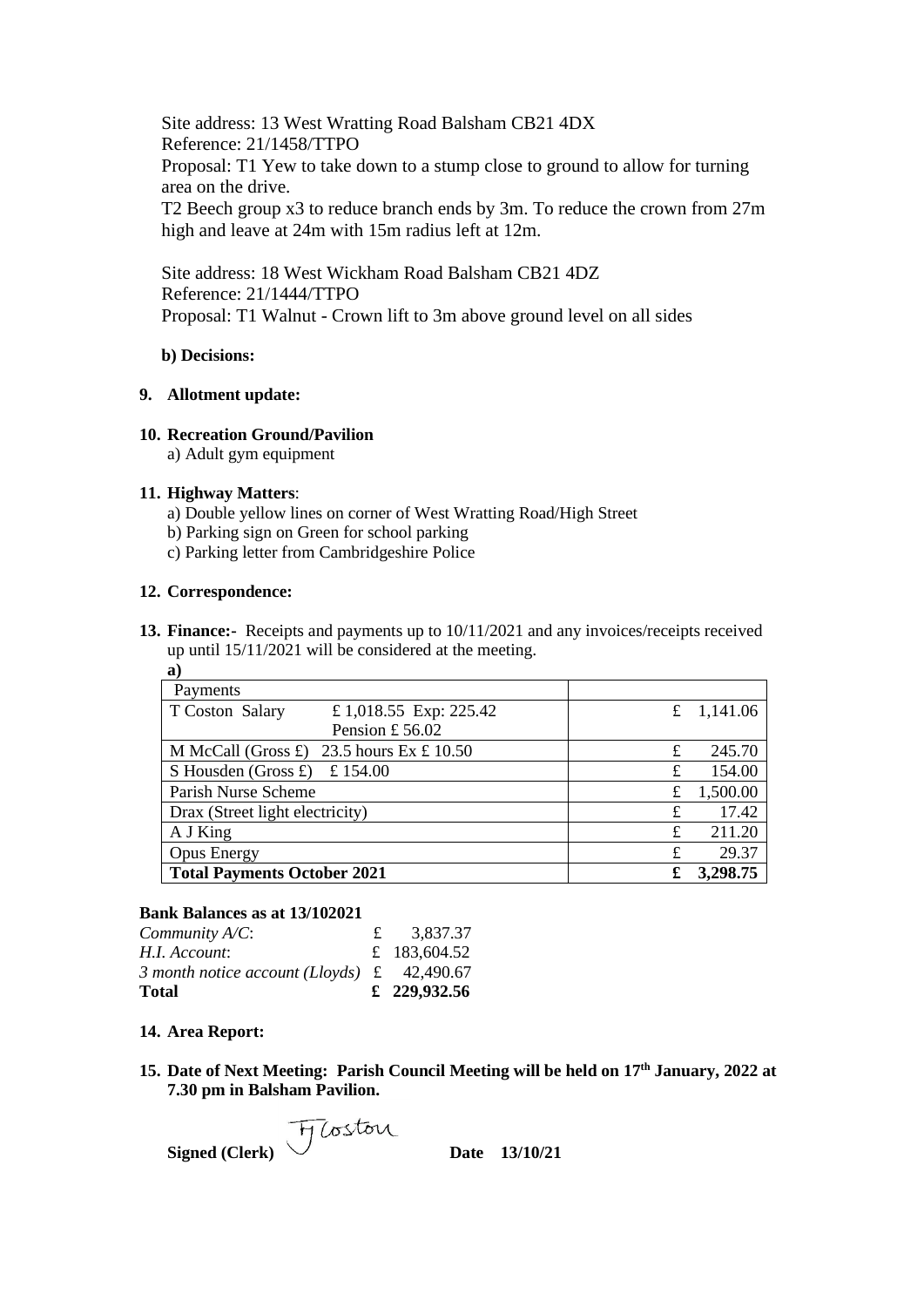Site address: 13 West Wratting Road Balsham CB21 4DX
Reference: 21/1458/TTPO
Proposal: T1 Yew to take down to a stump close to ground to allow for turning area on the drive.
T2 Beech group x3 to reduce branch ends by 3m. To reduce the crown from 27m high and leave at 24m with 15m radius left at 12m.

Site address: 18 West Wickham Road Balsham CB21 4DZ
Reference: 21/1444/TTPO
Proposal: T1 Walnut - Crown lift to 3m above ground level on all sides

**b) Decisions:**

**9. Allotment update:**

**10. Recreation Ground/Pavilion**

a) Adult gym equipment

**11. Highway Matters**:

a) Double yellow lines on corner of West Wratting Road/High Street
b) Parking sign on Green for school parking
c) Parking letter from Cambridgeshire Police

**12. Correspondence:**

**13. Finance:-** Receipts and payments up to 10/11/2021 and any invoices/receipts received up until 15/11/2021 will be considered at the meeting.

**a)**

| Payments | | |
|---|---|---|
| T Coston Salary | £ 1,018.55 Exp: 225.42 Pension £ 56.02 | £ 1,141.06 |
| M McCall (Gross £) | 23.5 hours Ex £ 10.50 | £ 245.70 |
| S Housden (Gross £) | £ 154.00 | £ 154.00 |
| Parish Nurse Scheme | | £ 1,500.00 |
| Drax (Street light electricity) | | £ 17.42 |
| A J King | | £ 211.20 |
| Opus Energy | | £ 29.37 |
| **Total Payments October 2021** | | **£ 3,298.75** |

**Bank Balances as at 13/102021**

| | |
|---|---|
| *Community A/C*: | £ 3,837.37 |
| *H.I. Account*: | £ 183,604.52 |
| *3 month notice account (Lloyds)* | £ 42,490.67 |
| **Total** | **£ 229,932.56** |

**14. Area Report:**

**15. Date of Next Meeting: Parish Council Meeting will be held on 17th January, 2022 at 7.30 pm in Balsham Pavilion.**

**Signed (Clerk)** T Coston **Date 13/10/21**